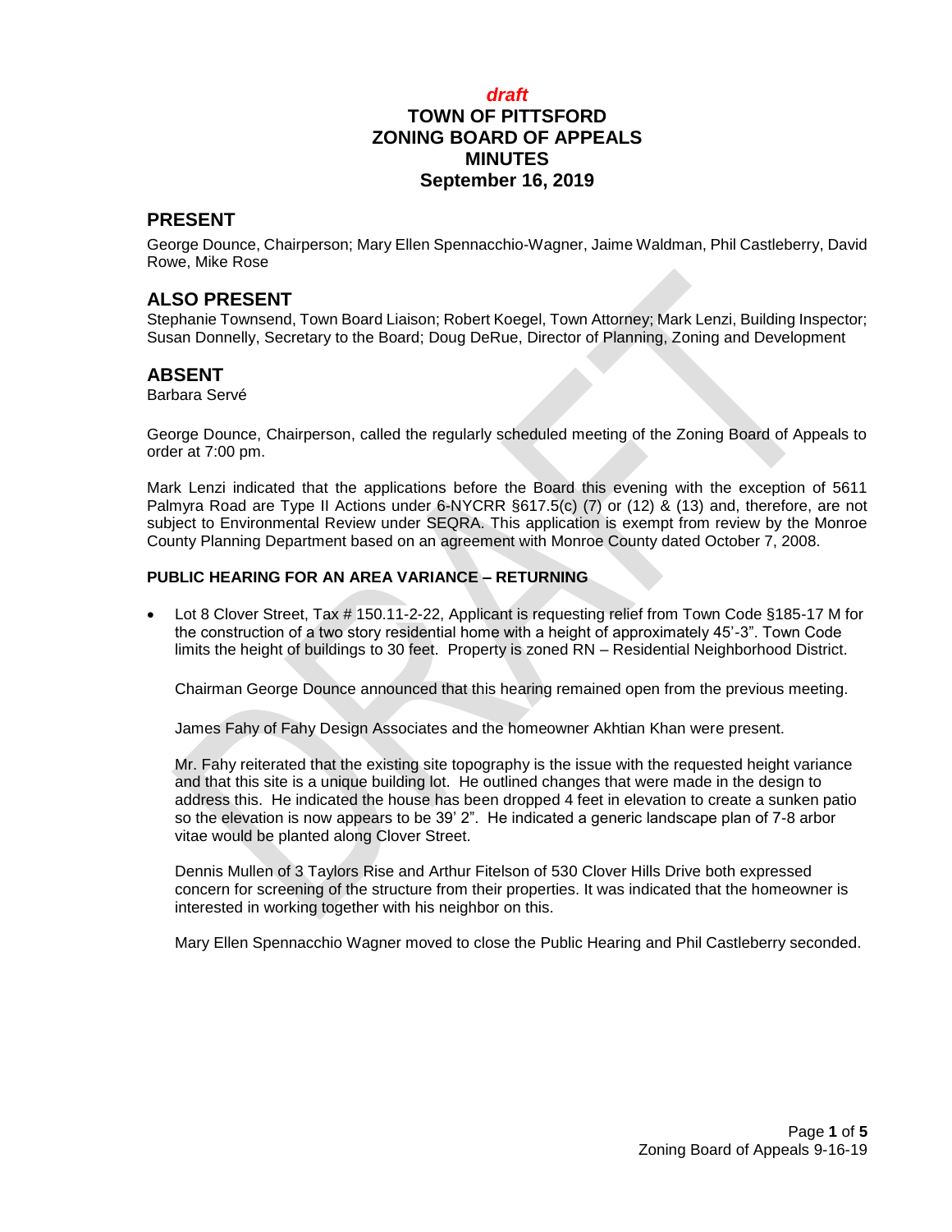*draft*

# TOWN OF PITTSFORD ZONING BOARD OF APPEALS MINUTES September 16, 2019

## PRESENT

George Dounce, Chairperson; Mary Ellen Spennacchio-Wagner, Jaime Waldman, Phil Castleberry, David Rowe, Mike Rose

## ALSO PRESENT

Stephanie Townsend, Town Board Liaison; Robert Koegel, Town Attorney; Mark Lenzi, Building Inspector; Susan Donnelly, Secretary to the Board; Doug DeRue, Director of Planning, Zoning and Development

## ABSENT

Barbara Servé

George Dounce, Chairperson, called the regularly scheduled meeting of the Zoning Board of Appeals to order at 7:00 pm.

Mark Lenzi indicated that the applications before the Board this evening with the exception of 5611 Palmyra Road are Type II Actions under 6-NYCRR §617.5(c) (7) or (12) & (13) and, therefore, are not subject to Environmental Review under SEQRA. This application is exempt from review by the Monroe County Planning Department based on an agreement with Monroe County dated October 7, 2008.

**PUBLIC HEARING FOR AN AREA VARIANCE – RETURNING**

- Lot 8 Clover Street, Tax # 150.11-2-22, Applicant is requesting relief from Town Code §185-17 M for the construction of a two story residential home with a height of approximately 45'-3". Town Code limits the height of buildings to 30 feet. Property is zoned RN – Residential Neighborhood District.

  Chairman George Dounce announced that this hearing remained open from the previous meeting.

  James Fahy of Fahy Design Associates and the homeowner Akhtian Khan were present.

  Mr. Fahy reiterated that the existing site topography is the issue with the requested height variance and that this site is a unique building lot. He outlined changes that were made in the design to address this. He indicated the house has been dropped 4 feet in elevation to create a sunken patio so the elevation is now appears to be 39' 2". He indicated a generic landscape plan of 7-8 arbor vitae would be planted along Clover Street.

  Dennis Mullen of 3 Taylors Rise and Arthur Fitelson of 530 Clover Hills Drive both expressed concern for screening of the structure from their properties. It was indicated that the homeowner is interested in working together with his neighbor on this.

  Mary Ellen Spennacchio Wagner moved to close the Public Hearing and Phil Castleberry seconded.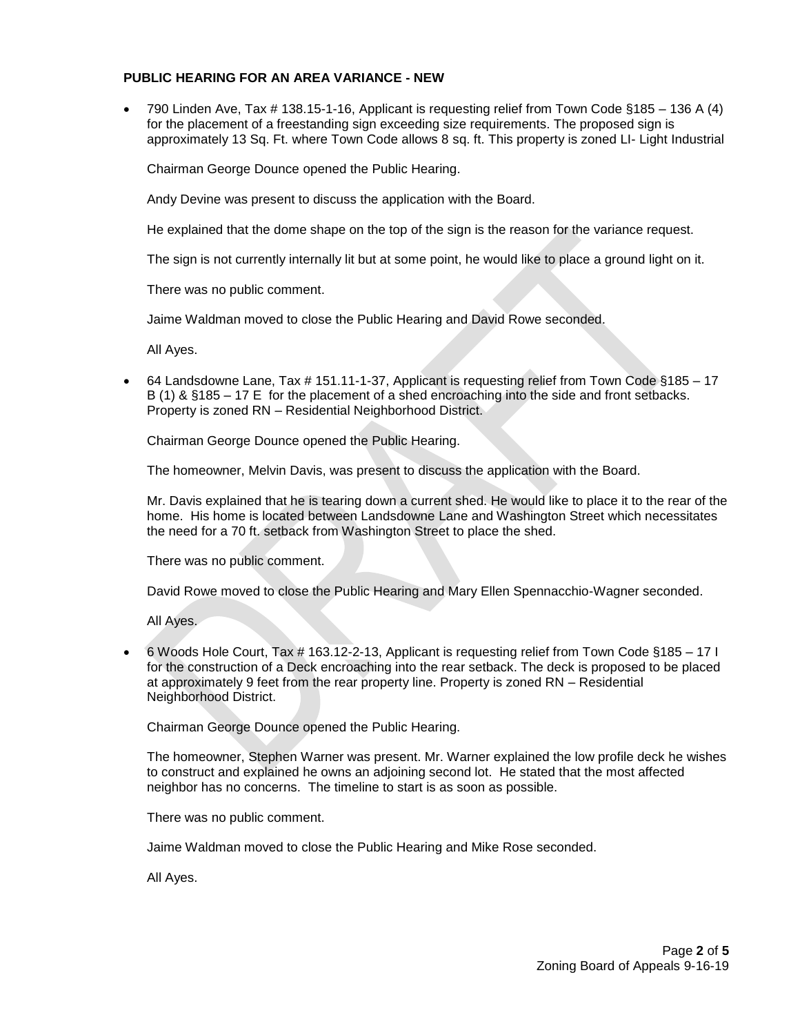**PUBLIC HEARING FOR AN AREA VARIANCE - NEW**

- 790 Linden Ave, Tax # 138.15-1-16, Applicant is requesting relief from Town Code §185 – 136 A (4) for the placement of a freestanding sign exceeding size requirements. The proposed sign is approximately 13 Sq. Ft. where Town Code allows 8 sq. ft. This property is zoned LI- Light Industrial

  Chairman George Dounce opened the Public Hearing.

  Andy Devine was present to discuss the application with the Board.

  He explained that the dome shape on the top of the sign is the reason for the variance request.

  The sign is not currently internally lit but at some point, he would like to place a ground light on it.

  There was no public comment.

  Jaime Waldman moved to close the Public Hearing and David Rowe seconded.

  All Ayes.

- 64 Landsdowne Lane, Tax # 151.11-1-37, Applicant is requesting relief from Town Code §185 – 17 B (1) & §185 – 17 E for the placement of a shed encroaching into the side and front setbacks. Property is zoned RN – Residential Neighborhood District.

  Chairman George Dounce opened the Public Hearing.

  The homeowner, Melvin Davis, was present to discuss the application with the Board.

  Mr. Davis explained that he is tearing down a current shed. He would like to place it to the rear of the home. His home is located between Landsdowne Lane and Washington Street which necessitates the need for a 70 ft. setback from Washington Street to place the shed.

  There was no public comment.

  David Rowe moved to close the Public Hearing and Mary Ellen Spennacchio-Wagner seconded.

  All Ayes.

- 6 Woods Hole Court, Tax # 163.12-2-13, Applicant is requesting relief from Town Code §185 – 17 I for the construction of a Deck encroaching into the rear setback. The deck is proposed to be placed at approximately 9 feet from the rear property line. Property is zoned RN – Residential Neighborhood District.

  Chairman George Dounce opened the Public Hearing.

  The homeowner, Stephen Warner was present. Mr. Warner explained the low profile deck he wishes to construct and explained he owns an adjoining second lot. He stated that the most affected neighbor has no concerns. The timeline to start is as soon as possible.

  There was no public comment.

  Jaime Waldman moved to close the Public Hearing and Mike Rose seconded.

  All Ayes.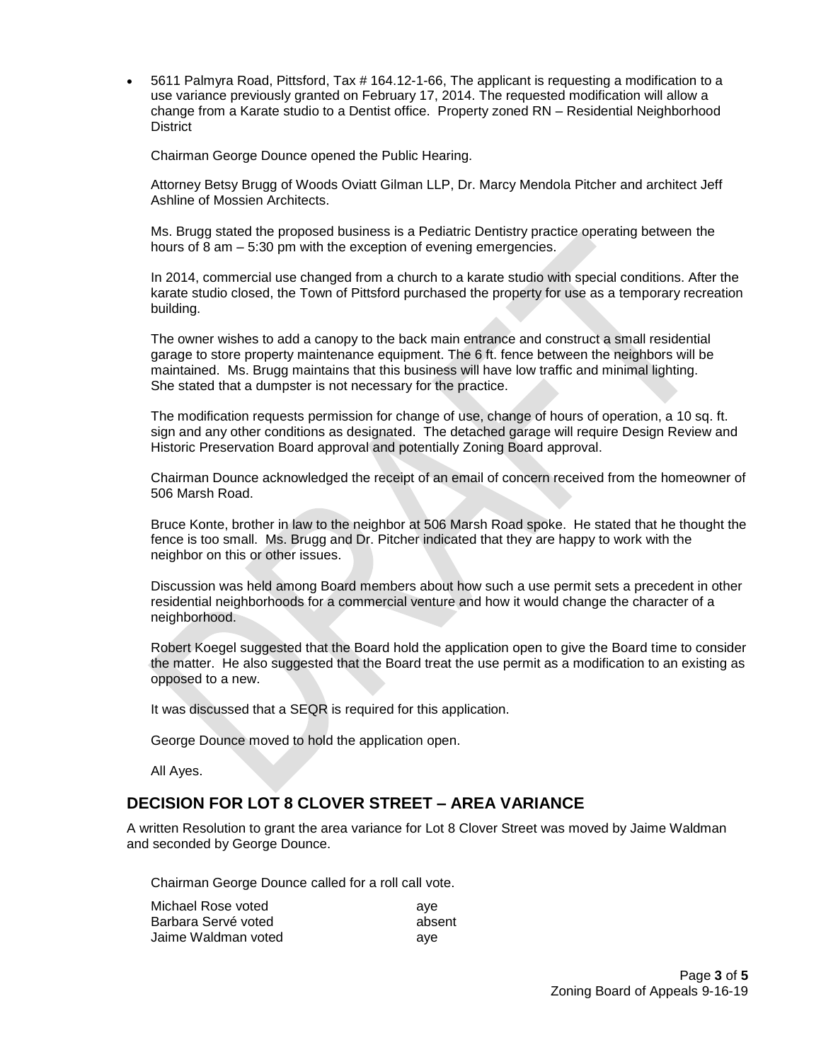- 5611 Palmyra Road, Pittsford, Tax # 164.12-1-66, The applicant is requesting a modification to a use variance previously granted on February 17, 2014. The requested modification will allow a change from a Karate studio to a Dentist office. Property zoned RN – Residential Neighborhood District

  Chairman George Dounce opened the Public Hearing.

  Attorney Betsy Brugg of Woods Oviatt Gilman LLP, Dr. Marcy Mendola Pitcher and architect Jeff Ashline of Mossien Architects.

  Ms. Brugg stated the proposed business is a Pediatric Dentistry practice operating between the hours of 8 am – 5:30 pm with the exception of evening emergencies.

  In 2014, commercial use changed from a church to a karate studio with special conditions. After the karate studio closed, the Town of Pittsford purchased the property for use as a temporary recreation building.

  The owner wishes to add a canopy to the back main entrance and construct a small residential garage to store property maintenance equipment. The 6 ft. fence between the neighbors will be maintained. Ms. Brugg maintains that this business will have low traffic and minimal lighting. She stated that a dumpster is not necessary for the practice.

  The modification requests permission for change of use, change of hours of operation, a 10 sq. ft. sign and any other conditions as designated. The detached garage will require Design Review and Historic Preservation Board approval and potentially Zoning Board approval.

  Chairman Dounce acknowledged the receipt of an email of concern received from the homeowner of 506 Marsh Road.

  Bruce Konte, brother in law to the neighbor at 506 Marsh Road spoke. He stated that he thought the fence is too small. Ms. Brugg and Dr. Pitcher indicated that they are happy to work with the neighbor on this or other issues.

  Discussion was held among Board members about how such a use permit sets a precedent in other residential neighborhoods for a commercial venture and how it would change the character of a neighborhood.

  Robert Koegel suggested that the Board hold the application open to give the Board time to consider the matter. He also suggested that the Board treat the use permit as a modification to an existing as opposed to a new.

  It was discussed that a SEQR is required for this application.

  George Dounce moved to hold the application open.

  All Ayes.

## DECISION FOR LOT 8 CLOVER STREET – AREA VARIANCE

A written Resolution to grant the area variance for Lot 8 Clover Street was moved by Jaime Waldman and seconded by George Dounce.

Chairman George Dounce called for a roll call vote.

Michael Rose voted aye
Barbara Servé voted absent
Jaime Waldman voted aye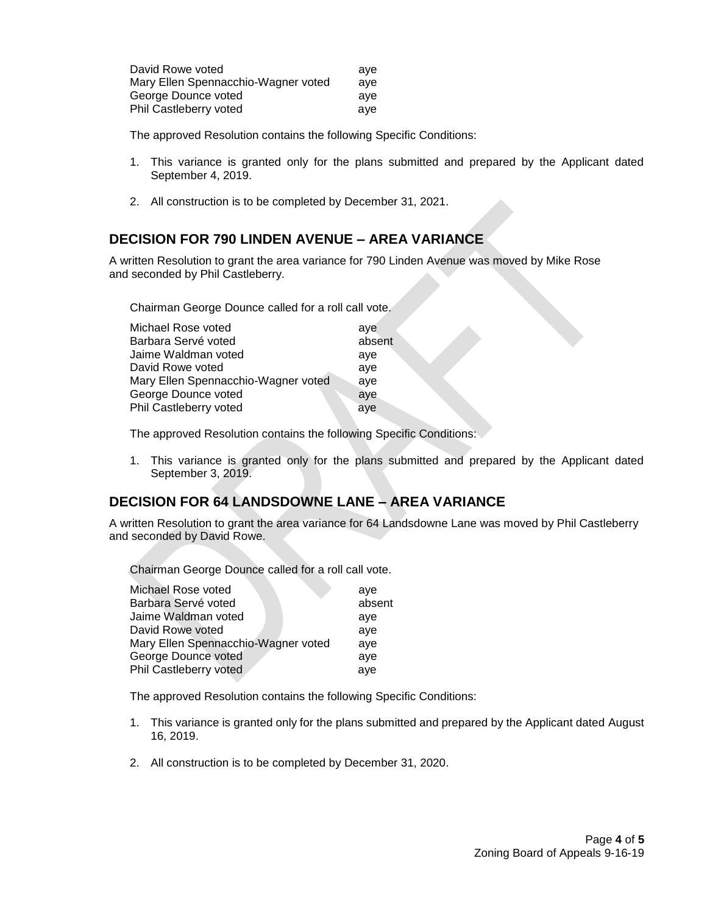| | |
|---|---|
| David Rowe voted | aye |
| Mary Ellen Spennacchio-Wagner voted | aye |
| George Dounce voted | aye |
| Phil Castleberry voted | aye |

The approved Resolution contains the following Specific Conditions:

1. This variance is granted only for the plans submitted and prepared by the Applicant dated September 4, 2019.
2. All construction is to be completed by December 31, 2021.

## DECISION FOR 790 LINDEN AVENUE – AREA VARIANCE

A written Resolution to grant the area variance for 790 Linden Avenue was moved by Mike Rose and seconded by Phil Castleberry.

Chairman George Dounce called for a roll call vote.

| | |
|---|---|
| Michael Rose voted | aye |
| Barbara Servé voted | absent |
| Jaime Waldman voted | aye |
| David Rowe voted | aye |
| Mary Ellen Spennacchio-Wagner voted | aye |
| George Dounce voted | aye |
| Phil Castleberry voted | aye |

The approved Resolution contains the following Specific Conditions:

1. This variance is granted only for the plans submitted and prepared by the Applicant dated September 3, 2019.

## DECISION FOR 64 LANDSDOWNE LANE – AREA VARIANCE

A written Resolution to grant the area variance for 64 Landsdowne Lane was moved by Phil Castleberry and seconded by David Rowe.

Chairman George Dounce called for a roll call vote.

| | |
|---|---|
| Michael Rose voted | aye |
| Barbara Servé voted | absent |
| Jaime Waldman voted | aye |
| David Rowe voted | aye |
| Mary Ellen Spennacchio-Wagner voted | aye |
| George Dounce voted | aye |
| Phil Castleberry voted | aye |

The approved Resolution contains the following Specific Conditions:

1. This variance is granted only for the plans submitted and prepared by the Applicant dated August 16, 2019.
2. All construction is to be completed by December 31, 2020.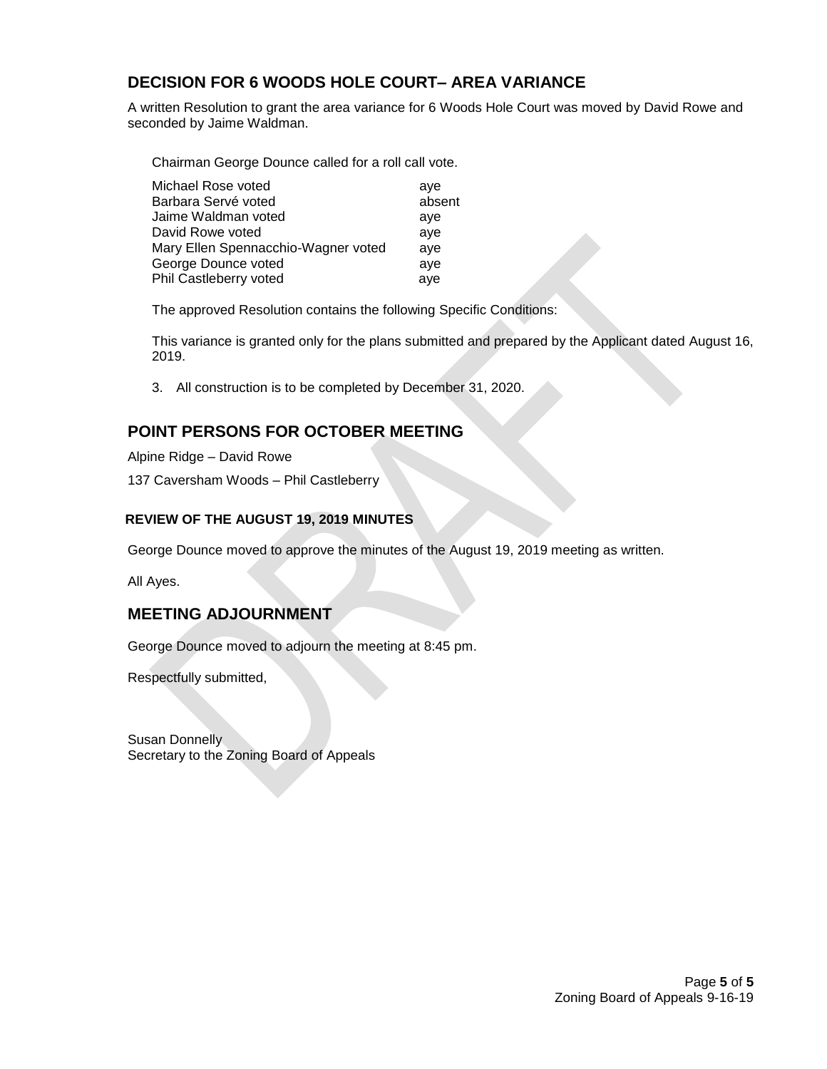## DECISION FOR 6 WOODS HOLE COURT– AREA VARIANCE

A written Resolution to grant the area variance for 6 Woods Hole Court was moved by David Rowe and seconded by Jaime Waldman.

Chairman George Dounce called for a roll call vote.

| | |
|---|---|
| Michael Rose voted | aye |
| Barbara Servé voted | absent |
| Jaime Waldman voted | aye |
| David Rowe voted | aye |
| Mary Ellen Spennacchio-Wagner voted | aye |
| George Dounce voted | aye |
| Phil Castleberry voted | aye |

The approved Resolution contains the following Specific Conditions:

This variance is granted only for the plans submitted and prepared by the Applicant dated August 16, 2019.

3. All construction is to be completed by December 31, 2020.

## POINT PERSONS FOR OCTOBER MEETING

Alpine Ridge – David Rowe

137 Caversham Woods – Phil Castleberry

### REVIEW OF THE AUGUST 19, 2019 MINUTES

George Dounce moved to approve the minutes of the August 19, 2019 meeting as written.

All Ayes.

## MEETING ADJOURNMENT

George Dounce moved to adjourn the meeting at 8:45 pm.

Respectfully submitted,

Susan Donnelly
Secretary to the Zoning Board of Appeals